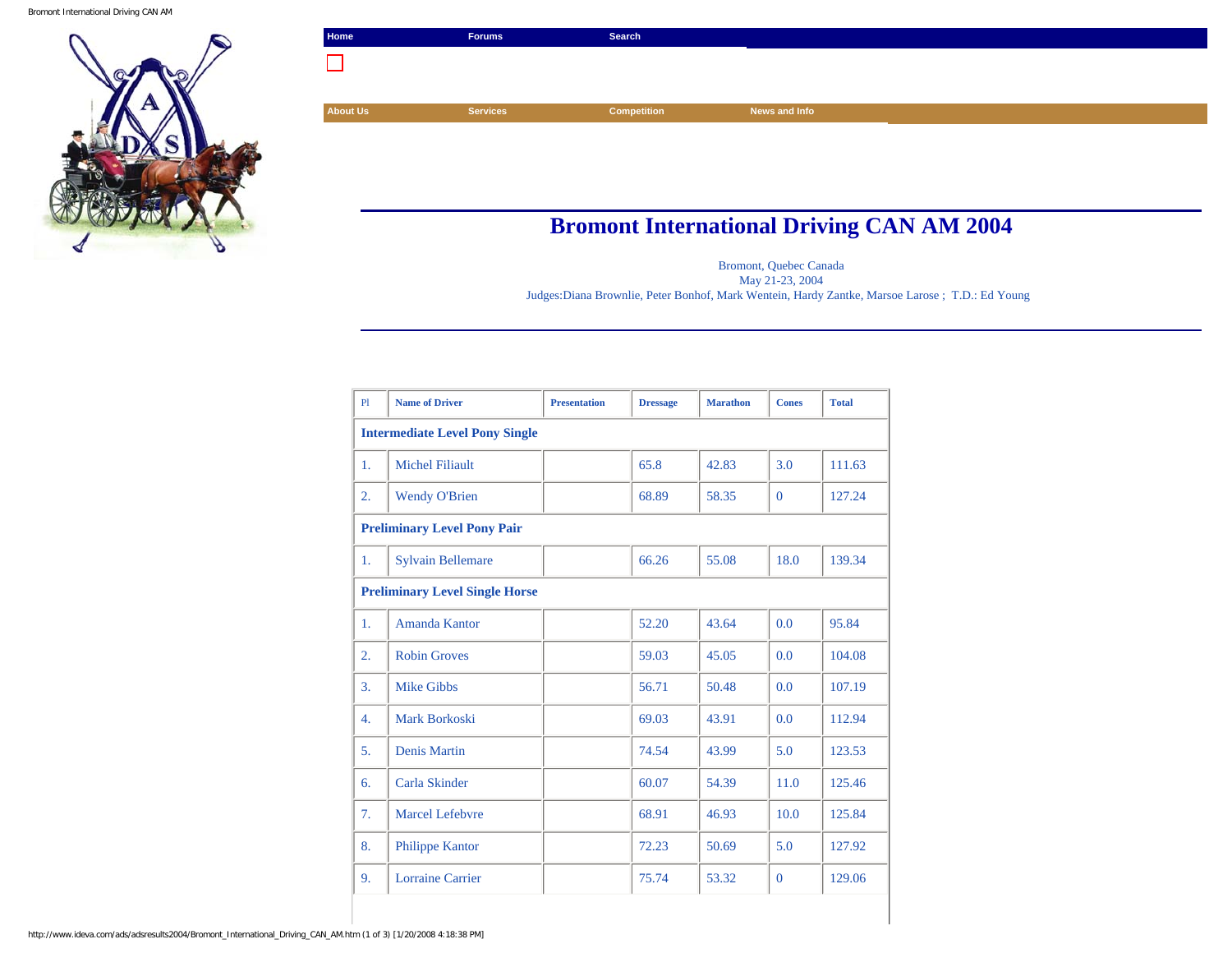Home | Forums | Search

About Us | Services | Competition | News and Info

# Bromont International Driving CAN AM 2004

Bromont, Quebec Canada
May 21-23, 2004
Judges:Diana Brownlie, Peter Bonhof, Mark Wentein, Hardy Zantke, Marsoe Larose ; T.D.: Ed Young

| Pl | Name of Driver | Presentation | Dressage | Marathon | Cones | Total |
|---|---|---|---|---|---|---|
| **Intermediate Level Pony Single** | | | | | | |
| 1. | Michel Filiault | | 65.8 | 42.83 | 3.0 | 111.63 |
| 2. | Wendy O'Brien | | 68.89 | 58.35 | 0 | 127.24 |
| **Preliminary Level Pony Pair** | | | | | | |
| 1. | Sylvain Bellemare | | 66.26 | 55.08 | 18.0 | 139.34 |
| **Preliminary Level Single Horse** | | | | | | |
| 1. | Amanda Kantor | | 52.20 | 43.64 | 0.0 | 95.84 |
| 2. | Robin Groves | | 59.03 | 45.05 | 0.0 | 104.08 |
| 3. | Mike Gibbs | | 56.71 | 50.48 | 0.0 | 107.19 |
| 4. | Mark Borkoski | | 69.03 | 43.91 | 0.0 | 112.94 |
| 5. | Denis Martin | | 74.54 | 43.99 | 5.0 | 123.53 |
| 6. | Carla Skinder | | 60.07 | 54.39 | 11.0 | 125.46 |
| 7. | Marcel Lefebvre | | 68.91 | 46.93 | 10.0 | 125.84 |
| 8. | Philippe Kantor | | 72.23 | 50.69 | 5.0 | 127.92 |
| 9. | Lorraine Carrier | | 75.74 | 53.32 | 0 | 129.06 |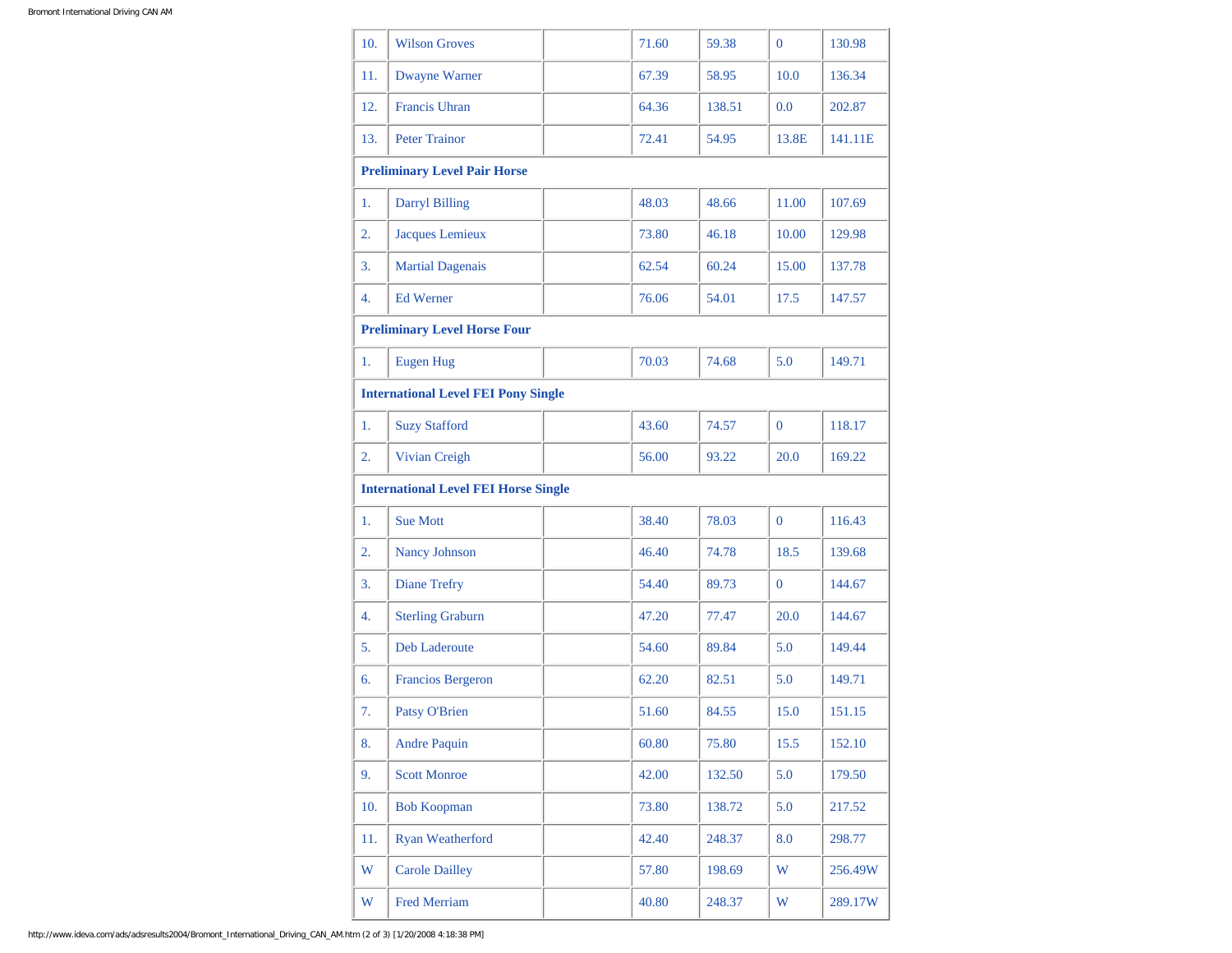| | | | | | | |
|---|---|---|---|---|---|---|
| 10. | Wilson Groves | | 71.60 | 59.38 | 0 | 130.98 |
| 11. | Dwayne Warner | | 67.39 | 58.95 | 10.0 | 136.34 |
| 12. | Francis Uhran | | 64.36 | 138.51 | 0.0 | 202.87 |
| 13. | Peter Trainor | | 72.41 | 54.95 | 13.8E | 141.11E |
| **Preliminary Level Pair Horse** | | | | | | |
| 1. | Darryl Billing | | 48.03 | 48.66 | 11.00 | 107.69 |
| 2. | Jacques Lemieux | | 73.80 | 46.18 | 10.00 | 129.98 |
| 3. | Martial Dagenais | | 62.54 | 60.24 | 15.00 | 137.78 |
| 4. | Ed Werner | | 76.06 | 54.01 | 17.5 | 147.57 |
| **Preliminary Level Horse Four** | | | | | | |
| 1. | Eugen Hug | | 70.03 | 74.68 | 5.0 | 149.71 |
| **International Level FEI Pony Single** | | | | | | |
| 1. | Suzy Stafford | | 43.60 | 74.57 | 0 | 118.17 |
| 2. | Vivian Creigh | | 56.00 | 93.22 | 20.0 | 169.22 |
| **International Level FEI Horse Single** | | | | | | |
| 1. | Sue Mott | | 38.40 | 78.03 | 0 | 116.43 |
| 2. | Nancy Johnson | | 46.40 | 74.78 | 18.5 | 139.68 |
| 3. | Diane Trefry | | 54.40 | 89.73 | 0 | 144.67 |
| 4. | Sterling Graburn | | 47.20 | 77.47 | 20.0 | 144.67 |
| 5. | Deb Laderoute | | 54.60 | 89.84 | 5.0 | 149.44 |
| 6. | Francios Bergeron | | 62.20 | 82.51 | 5.0 | 149.71 |
| 7. | Patsy O'Brien | | 51.60 | 84.55 | 15.0 | 151.15 |
| 8. | Andre Paquin | | 60.80 | 75.80 | 15.5 | 152.10 |
| 9. | Scott Monroe | | 42.00 | 132.50 | 5.0 | 179.50 |
| 10. | Bob Koopman | | 73.80 | 138.72 | 5.0 | 217.52 |
| 11. | Ryan Weatherford | | 42.40 | 248.37 | 8.0 | 298.77 |
| W | Carole Dailley | | 57.80 | 198.69 | W | 256.49W |
| W | Fred Merriam | | 40.80 | 248.37 | W | 289.17W |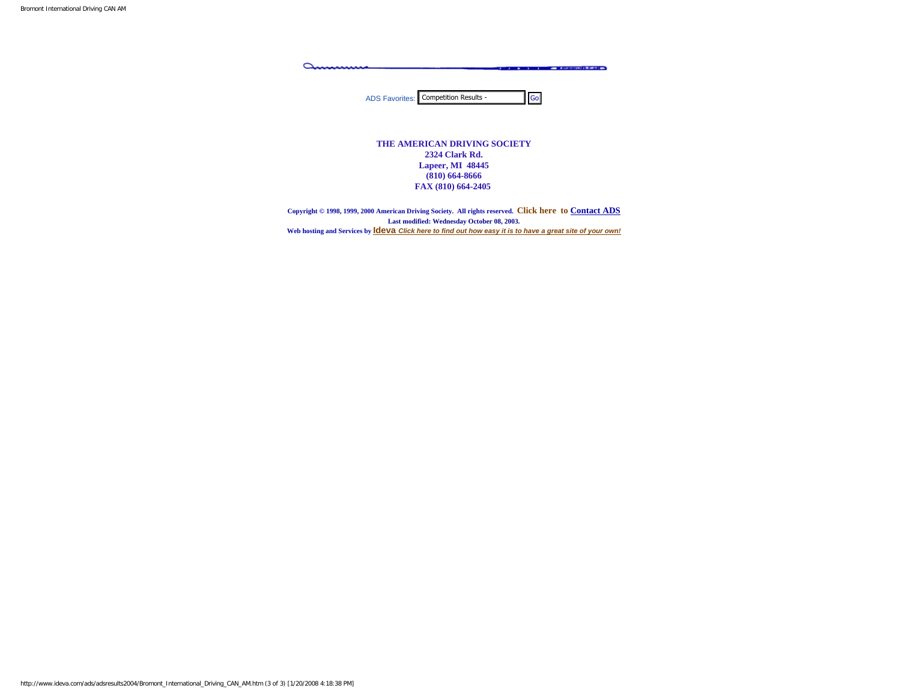ADS Favorites: Competition Results - Go

**THE AMERICAN DRIVING SOCIETY**
**2324 Clark Rd.**
**Lapeer, MI 48445**
**(810) 664-8666**
**FAX (810) 664-2405**

**Copyright © 1998, 1999, 2000 American Driving Society. All rights reserved. Click here to Contact ADS**
**Last modified: Wednesday October 08, 2003.**
**Web hosting and Services by Ideva** ***Click here to find out how easy it is to have a great site of your own!***